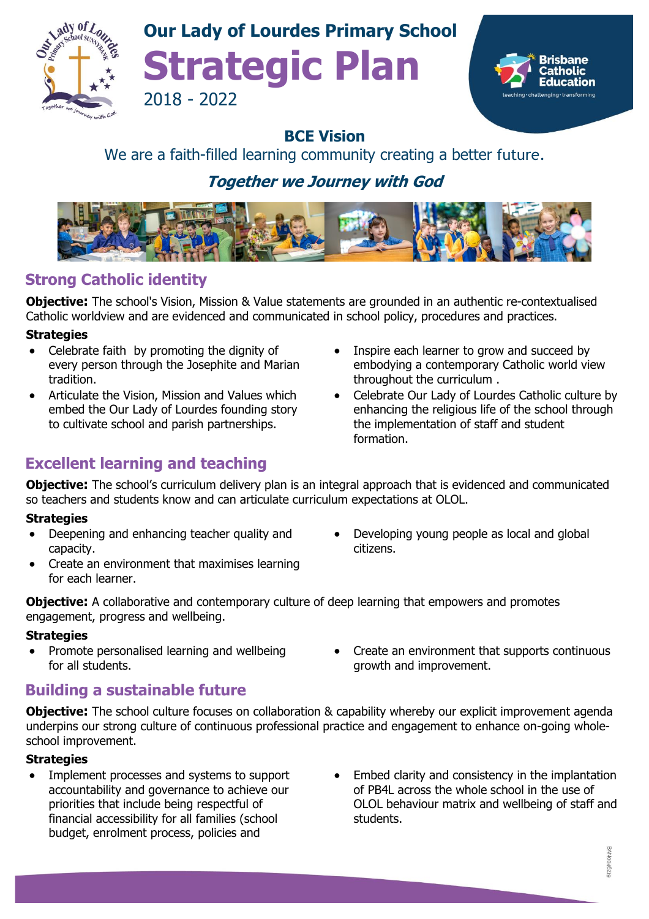# Our Lady of Lourdes Primary School

# Strategic Plan

2018 - 2022

## BCE Vision

We are a faith-filled learning community creating a better future.

***Together we Journey with God***

## Strong Catholic identity

**Objective:** The school's Vision, Mission & Value statements are grounded in an authentic re-contextualised Catholic worldview and are evidenced and communicated in school policy, procedures and practices.

**Strategies**

- Celebrate faith by promoting the dignity of every person through the Josephite and Marian tradition.
- Articulate the Vision, Mission and Values which embed the Our Lady of Lourdes founding story to cultivate school and parish partnerships.
- Inspire each learner to grow and succeed by embodying a contemporary Catholic world view throughout the curriculum .
- Celebrate Our Lady of Lourdes Catholic culture by enhancing the religious life of the school through the implementation of staff and student formation.

## Excellent learning and teaching

**Objective:** The school's curriculum delivery plan is an integral approach that is evidenced and communicated so teachers and students know and can articulate curriculum expectations at OLOL.

**Strategies**

- Deepening and enhancing teacher quality and capacity.
- Create an environment that maximises learning for each learner.
- Developing young people as local and global citizens.

**Objective:** A collaborative and contemporary culture of deep learning that empowers and promotes engagement, progress and wellbeing.

**Strategies**

- Promote personalised learning and wellbeing for all students.
- Create an environment that supports continuous growth and improvement.

## Building a sustainable future

**Objective:** The school culture focuses on collaboration & capability whereby our explicit improvement agenda underpins our strong culture of continuous professional practice and engagement to enhance on-going whole-school improvement.

**Strategies**

- Implement processes and systems to support accountability and governance to achieve our priorities that include being respectful of financial accessibility for all families (school budget, enrolment process, policies and
- Embed clarity and consistency in the implantation of PB4L across the whole school in the use of OLOL behaviour matrix and wellbeing of staff and students.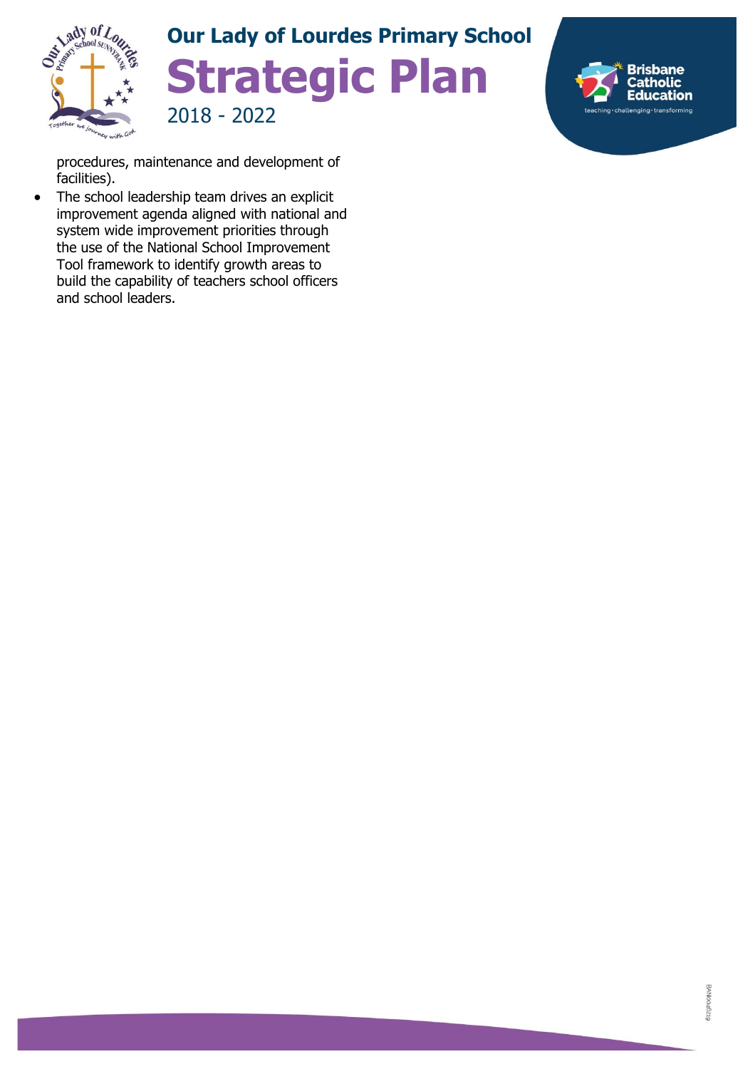procedures, maintenance and development of facilities).

- The school leadership team drives an explicit improvement agenda aligned with national and system wide improvement priorities through the use of the National School Improvement Tool framework to identify growth areas to build the capability of teachers school officers and school leaders.